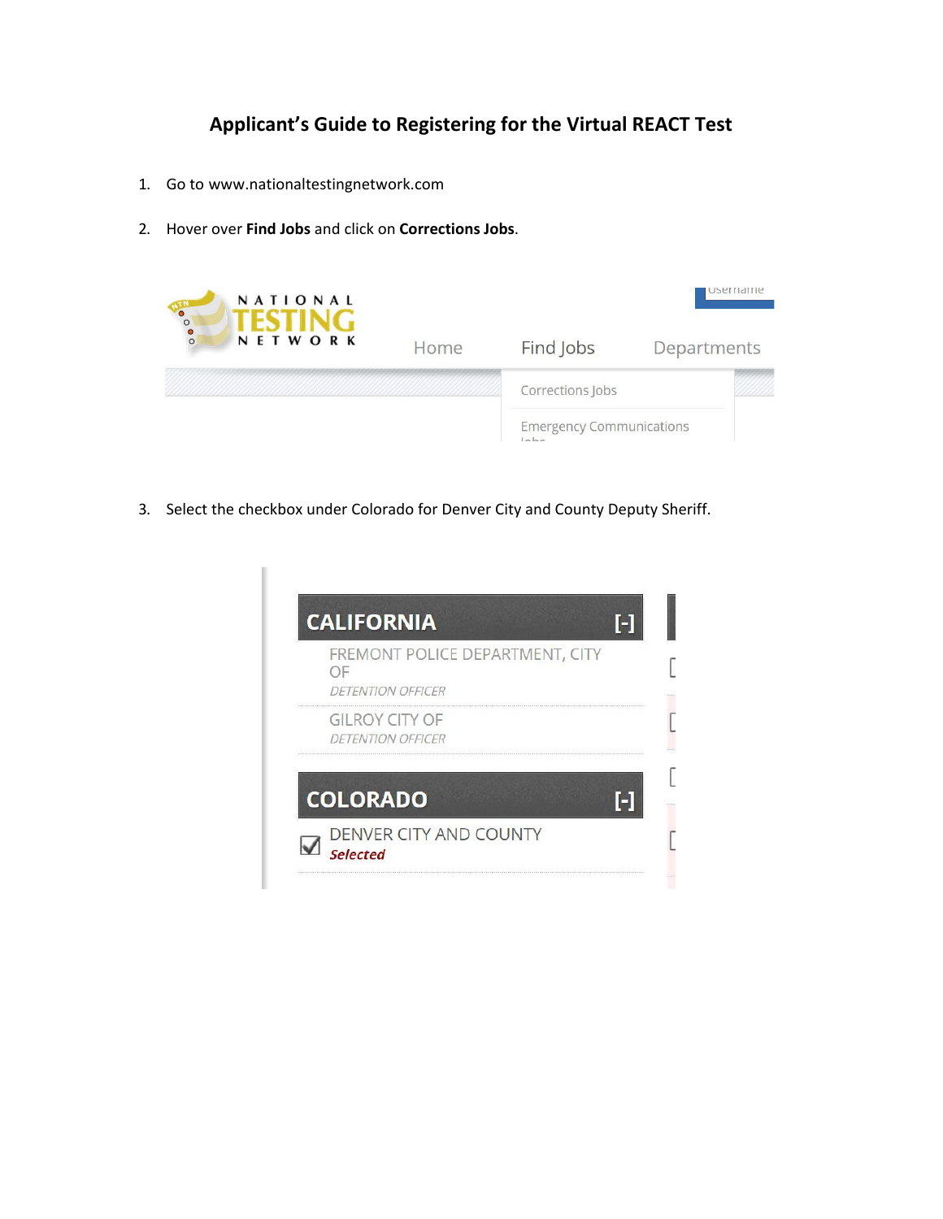# Applicant's Guide to Registering for the Virtual REACT Test

1. Go to www.nationaltestingnetwork.com

2. Hover over **Find Jobs** and click on **Corrections Jobs**.

3. Select the checkbox under Colorado for Denver City and County Deputy Sheriff.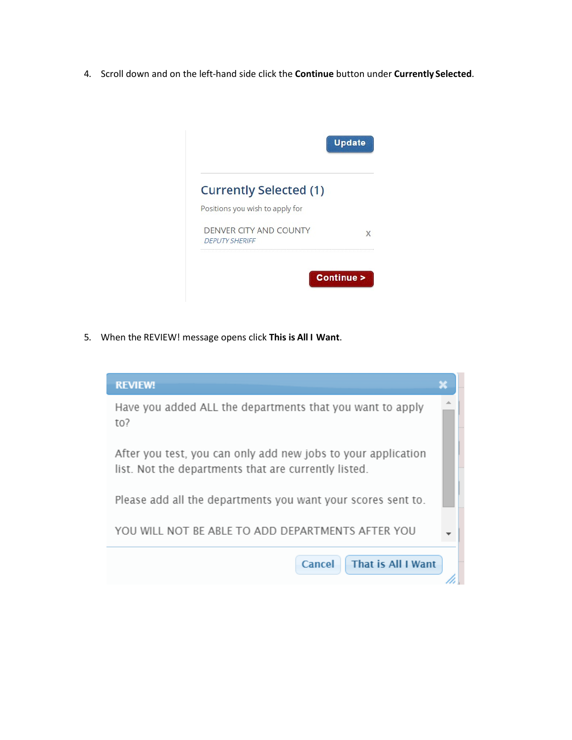4. Scroll down and on the left-hand side click the **Continue** button under **Currently Selected**.

Update

Currently Selected (1)

Positions you wish to apply for

DENVER CITY AND COUNTY
*DEPUTY SHERIFF*

Continue >

5. When the REVIEW! message opens click **This is All I Want**.

REVIEW!

Have you added ALL the departments that you want to apply to?

After you test, you can only add new jobs to your application list. Not the departments that are currently listed.

Please add all the departments you want your scores sent to.

YOU WILL NOT BE ABLE TO ADD DEPARTMENTS AFTER YOU

Cancel    That is All I Want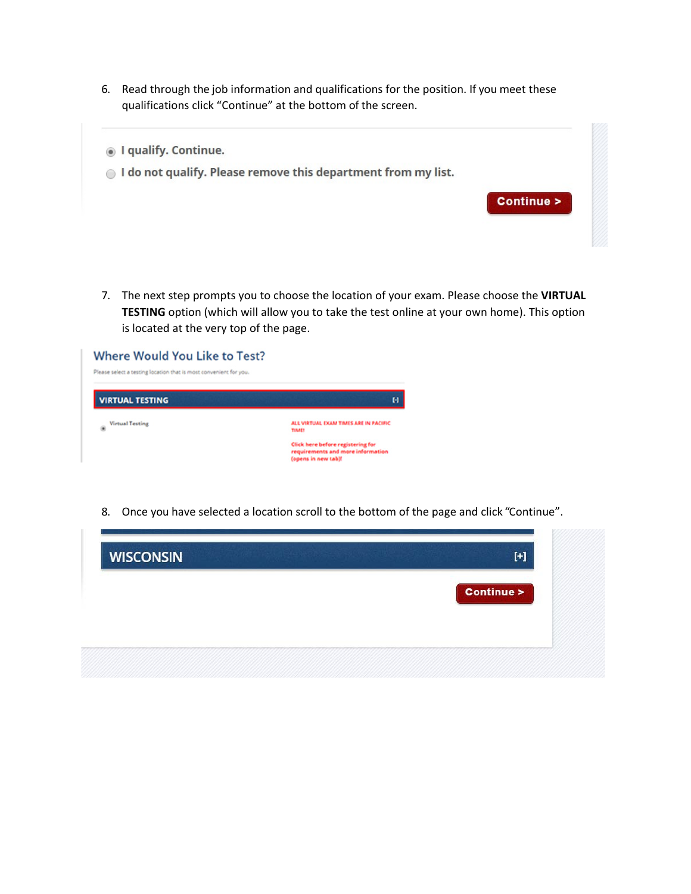6. Read through the job information and qualifications for the position. If you meet these qualifications click "Continue" at the bottom of the screen.

I qualify. Continue.

I do not qualify. Please remove this department from my list.

Continue >

7. The next step prompts you to choose the location of your exam. Please choose the **VIRTUAL TESTING** option (which will allow you to take the test online at your own home). This option is located at the very top of the page.

Where Would You Like to Test?

Please select a testing location that is most convenient for you.

VIRTUAL TESTING [-]

Virtual Testing

ALL VIRTUAL EXAM TIMES ARE IN PACIFIC TIME!

Click here before registering for requirements and more information (opens in new tab)!

8. Once you have selected a location scroll to the bottom of the page and click "Continue".

WISCONSIN [+]

Continue >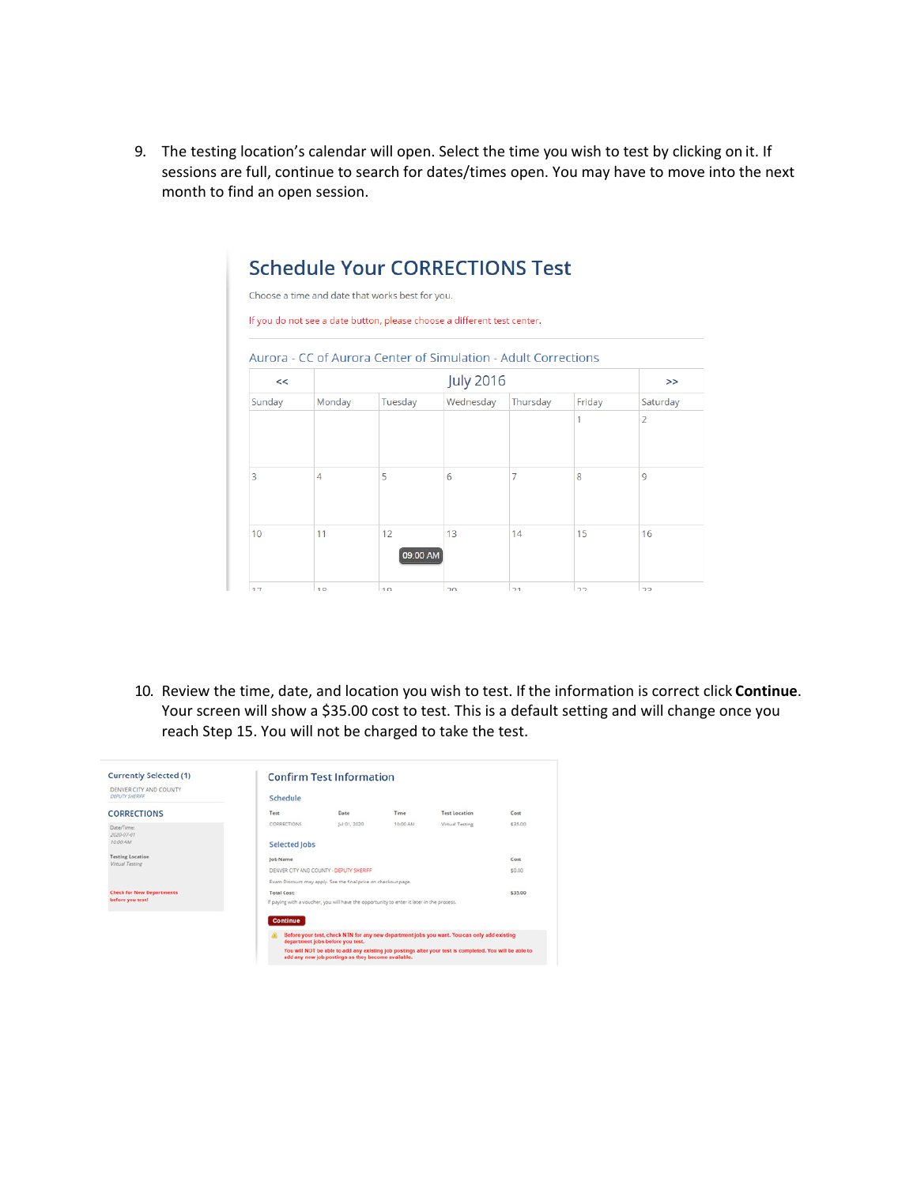9. The testing location's calendar will open. Select the time you wish to test by clicking on it. If sessions are full, continue to search for dates/times open. You may have to move into the next month to find an open session.

10. Review the time, date, and location you wish to test. If the information is correct click **Continue**. Your screen will show a $35.00 cost to test. This is a default setting and will change once you reach Step 15. You will not be charged to take the test.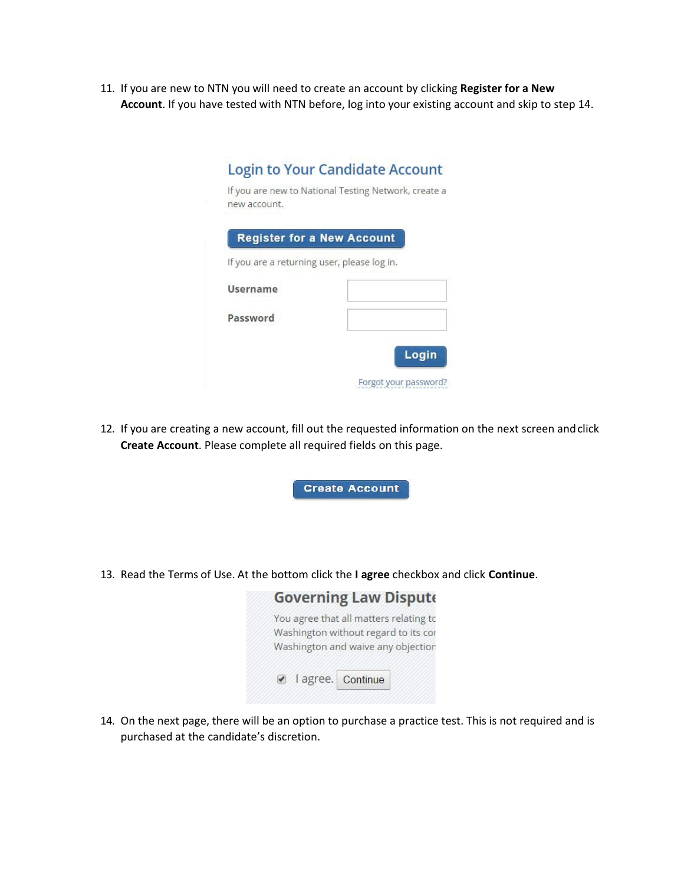11. If you are new to NTN you will need to create an account by clicking **Register for a New Account**. If you have tested with NTN before, log into your existing account and skip to step 14.

Login to Your Candidate Account

If you are new to National Testing Network, create a new account.

Register for a New Account

If you are a returning user, please log in.

Username

Password

Login

Forgot your password?

12. If you are creating a new account, fill out the requested information on the next screen and click **Create Account**. Please complete all required fields on this page.

Create Account

13. Read the Terms of Use. At the bottom click the **I agree** checkbox and click **Continue**.

Governing Law Dispute

You agree that all matters relating to Washington without regard to its co Washington and waive any objection

I agree. Continue

14. On the next page, there will be an option to purchase a practice test. This is not required and is purchased at the candidate's discretion.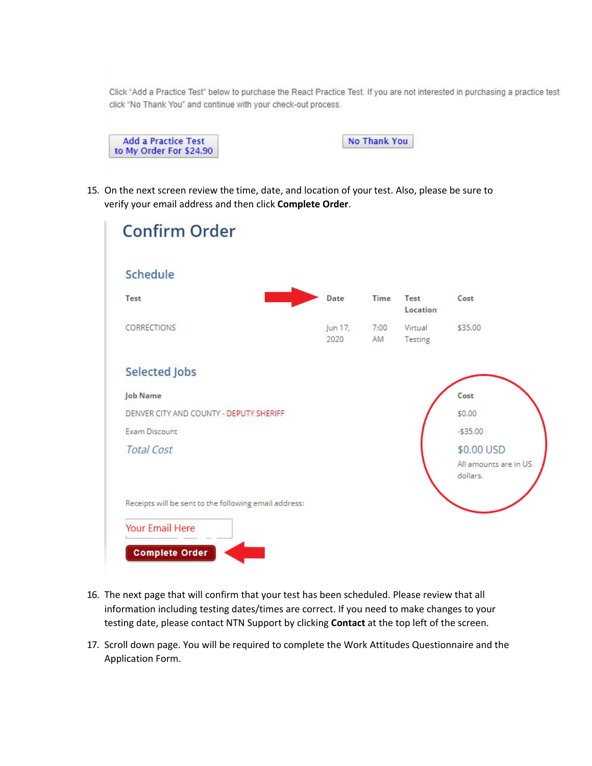Click "Add a Practice Test" below to purchase the React Practice Test. If you are not interested in purchasing a practice test click "No Thank You" and continue with your check-out process.

Add a Practice Test to My Order For $24.90 | No Thank You

15. On the next screen review the time, date, and location of your test. Also, please be sure to verify your email address and then click **Complete Order**.

## Confirm Order

### Schedule

| Test | Date | Time | Test Location | Cost |
|---|---|---|---|---|
| CORRECTIONS | Jun 17, 2020 | 7:00 AM | Virtual Testing | $35.00 |

### Selected Jobs

| Job Name | Cost |
|---|---|
| DENVER CITY AND COUNTY - DEPUTY SHERIFF | $0.00 |
| Exam Discount | -$35.00 |
| *Total Cost* | $0.00 USD |

All amounts are in US dollars.

Receipts will be sent to the following email address:

Your Email Here

Complete Order

16. The next page that will confirm that your test has been scheduled. Please review that all information including testing dates/times are correct. If you need to make changes to your testing date, please contact NTN Support by clicking **Contact** at the top left of the screen.

17. Scroll down page. You will be required to complete the Work Attitudes Questionnaire and the Application Form.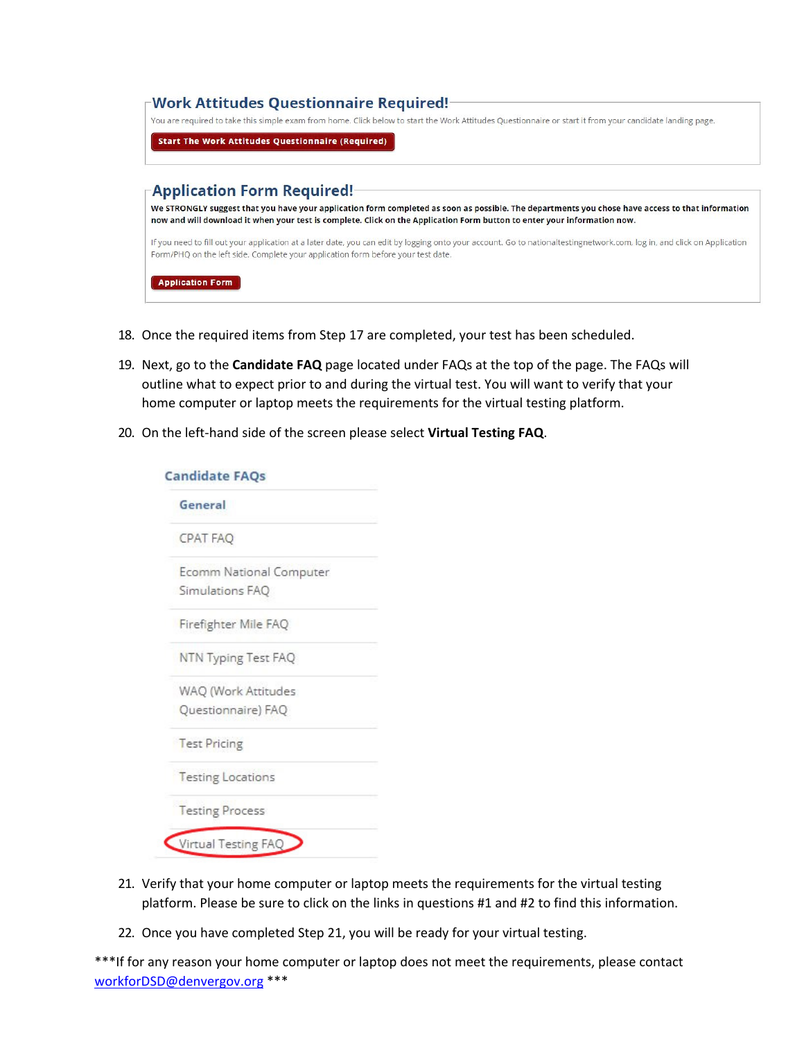## Work Attitudes Questionnaire Required!

You are required to take this simple exam from home. Click below to start the Work Attitudes Questionnaire or start it from your candidate landing page.

**Start The Work Attitudes Questionnaire (Required)**

## Application Form Required!

**We STRONGLY suggest that you have your application form completed as soon as possible. The departments you chose have access to that information now and will download it when your test is complete. Click on the Application Form button to enter your information now.**

If you need to fill out your application at a later date, you can edit by logging onto your account. Go to nationaltestingnetwork.com, log in, and click on Application Form/PHQ on the left side. Complete your application form before your test date.

**Application Form**

18. Once the required items from Step 17 are completed, your test has been scheduled.
19. Next, go to the **Candidate FAQ** page located under FAQs at the top of the page. The FAQs will outline what to expect prior to and during the virtual test. You will want to verify that your home computer or laptop meets the requirements for the virtual testing platform.
20. On the left-hand side of the screen please select **Virtual Testing FAQ**.

**Candidate FAQs**

- General
- CPAT FAQ
- Ecomm National Computer Simulations FAQ
- Firefighter Mile FAQ
- NTN Typing Test FAQ
- WAQ (Work Attitudes Questionnaire) FAQ
- Test Pricing
- Testing Locations
- Testing Process
- Virtual Testing FAQ

21. Verify that your home computer or laptop meets the requirements for the virtual testing platform. Please be sure to click on the links in questions #1 and #2 to find this information.
22. Once you have completed Step 21, you will be ready for your virtual testing.

***If for any reason your home computer or laptop does not meet the requirements, please contact workforDSD@denvergov.org ***